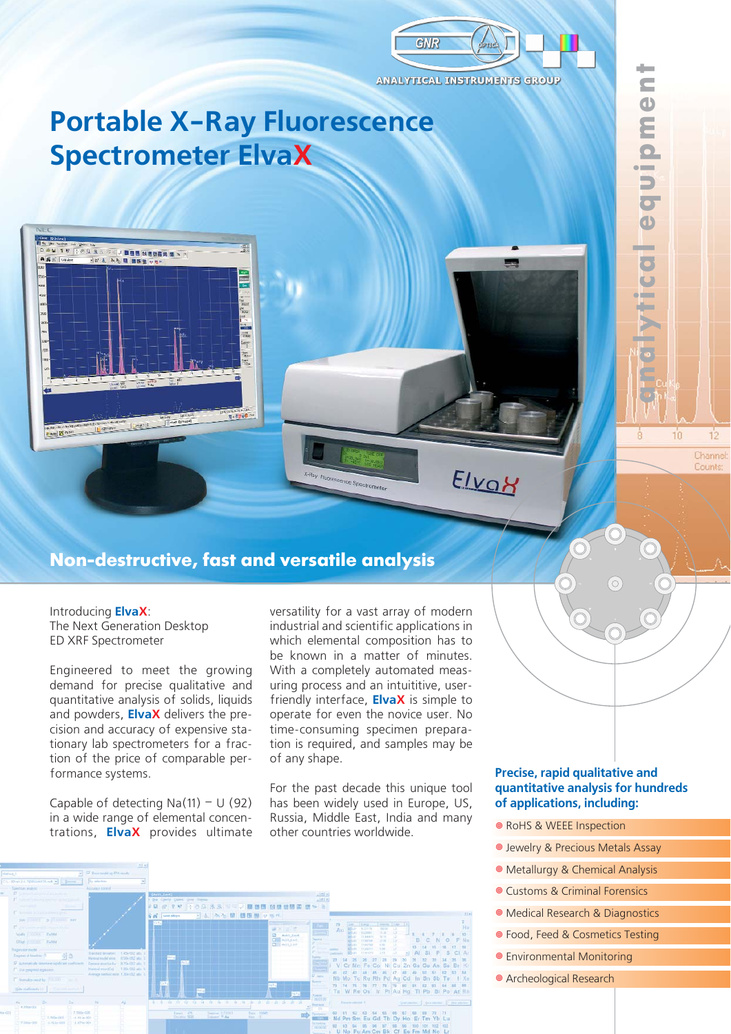GNR ANALYTICAL INSTRUMENTS GROUP

# Portable X-Ray Fluorescence Spectrometer ElvaX

## Non-destructive, fast and versatile analysis

Introducing **ElvaX**:
The Next Generation Desktop ED XRF Spectrometer

Engineered to meet the growing demand for precise qualitative and quantitative analysis of solids, liquids and powders, **ElvaX** delivers the precision and accuracy of expensive stationary lab spectrometers for a fraction of the price of comparable performance systems.

Capable of detecting Na(11) – U (92) in a wide range of elemental concentrations, **ElvaX** provides ultimate versatility for a vast array of modern industrial and scientific applications in which elemental composition has to be known in a matter of minutes. With a completely automated measuring process and an intuititive, user-friendly interface, **ElvaX** is simple to operate for even the novice user. No time-consuming specimen preparation is required, and samples may be of any shape.

For the past decade this unique tool has been widely used in Europe, US, Russia, Middle East, India and many other countries worldwide.

### Precise, rapid qualitative and quantitative analysis for hundreds of applications, including:

- RoHS & WEEE Inspection
- Jewelry & Precious Metals Assay
- Metallurgy & Chemical Analysis
- Customs & Criminal Forensics
- Medical Research & Diagnostics
- Food, Feed & Cosmetics Testing
- Environmental Monitoring
- Archeological Research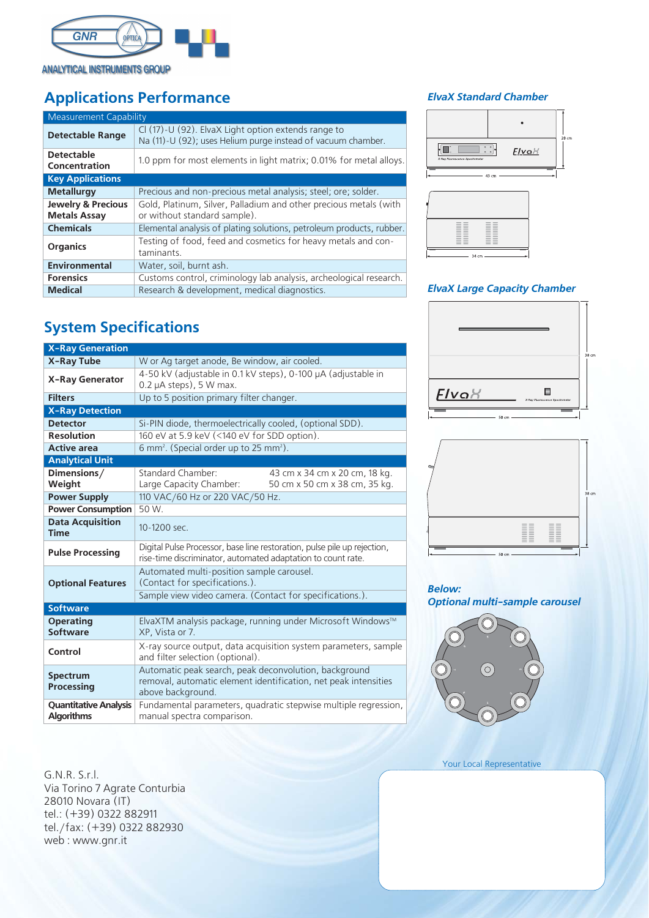GNR OPTICA

ANALYTICAL INSTRUMENTS GROUP

## Applications Performance

| Measurement Capability | |
|---|---|
| **Detectable Range** | Cl (17)-U (92). ElvaX Light option extends range to Na (11)-U (92); uses Helium purge instead of vacuum chamber. |
| **Detectable Concentration** | 1.0 ppm for most elements in light matrix; 0.01% for metal alloys. |
| **Key Applications** | |
| **Metallurgy** | Precious and non-precious metal analysis; steel; ore; solder. |
| **Jewelry & Precious Metals Assay** | Gold, Platinum, Silver, Palladium and other precious metals (with or without standard sample). |
| **Chemicals** | Elemental analysis of plating solutions, petroleum products, rubber. |
| **Organics** | Testing of food, feed and cosmetics for heavy metals and contaminants. |
| **Environmental** | Water, soil, burnt ash. |
| **Forensics** | Customs control, criminology lab analysis, archeological research. |
| **Medical** | Research & development, medical diagnostics. |

## System Specifications

| X-Ray Generation | |
|---|---|
| **X-Ray Tube** | W or Ag target anode, Be window, air cooled. |
| **X-Ray Generator** | 4-50 kV (adjustable in 0.1 kV steps), 0-100 μA (adjustable in 0.2 μA steps), 5 W max. |
| **Filters** | Up to 5 position primary filter changer. |
| **X-Ray Detection** | |
| **Detector** | Si-PIN diode, thermoelectrically cooled, (optional SDD). |
| **Resolution** | 160 eV at 5.9 keV (<140 eV for SDD option). |
| **Active area** | 6 mm². (Special order up to 25 mm²). |
| **Analytical Unit** | |
| **Dimensions/ Weight** | Standard Chamber: 43 cm x 34 cm x 20 cm, 18 kg. Large Capacity Chamber: 50 cm x 50 cm x 38 cm, 35 kg. |
| **Power Supply** | 110 VAC/60 Hz or 220 VAC/50 Hz. |
| **Power Consumption** | 50 W. |
| **Data Acquisition Time** | 10-1200 sec. |
| **Pulse Processing** | Digital Pulse Processor, base line restoration, pulse pile up rejection, rise-time discriminator, automated adaptation to count rate. |
| **Optional Features** | Automated multi-position sample carousel. (Contact for specifications.). Sample view video camera. (Contact for specifications.). |
| **Software** | |
| **Operating Software** | ElvaXTM analysis package, running under Microsoft Windows™ XP, Vista or 7. |
| **Control** | X-ray source output, data acquisition system parameters, sample and filter selection (optional). |
| **Spectrum Processing** | Automatic peak search, peak deconvolution, background removal, automatic element identification, net peak intensities above background. |
| **Quantitative Analysis Algorithms** | Fundamental parameters, quadratic stepwise multiple regression, manual spectra comparison. |

### *ElvaX Standard Chamber*

20 cm
43 cm
34 cm

### *ElvaX Large Capacity Chamber*

38 cm
50 cm
38 cm
50 cm

***Below: Optional multi-sample carousel***

G.N.R. S.r.l.
Via Torino 7 Agrate Conturbia
28010 Novara (IT)
tel.: (+39) 0322 882911
tel./fax: (+39) 0322 882930
web : www.gnr.it

Your Local Representative